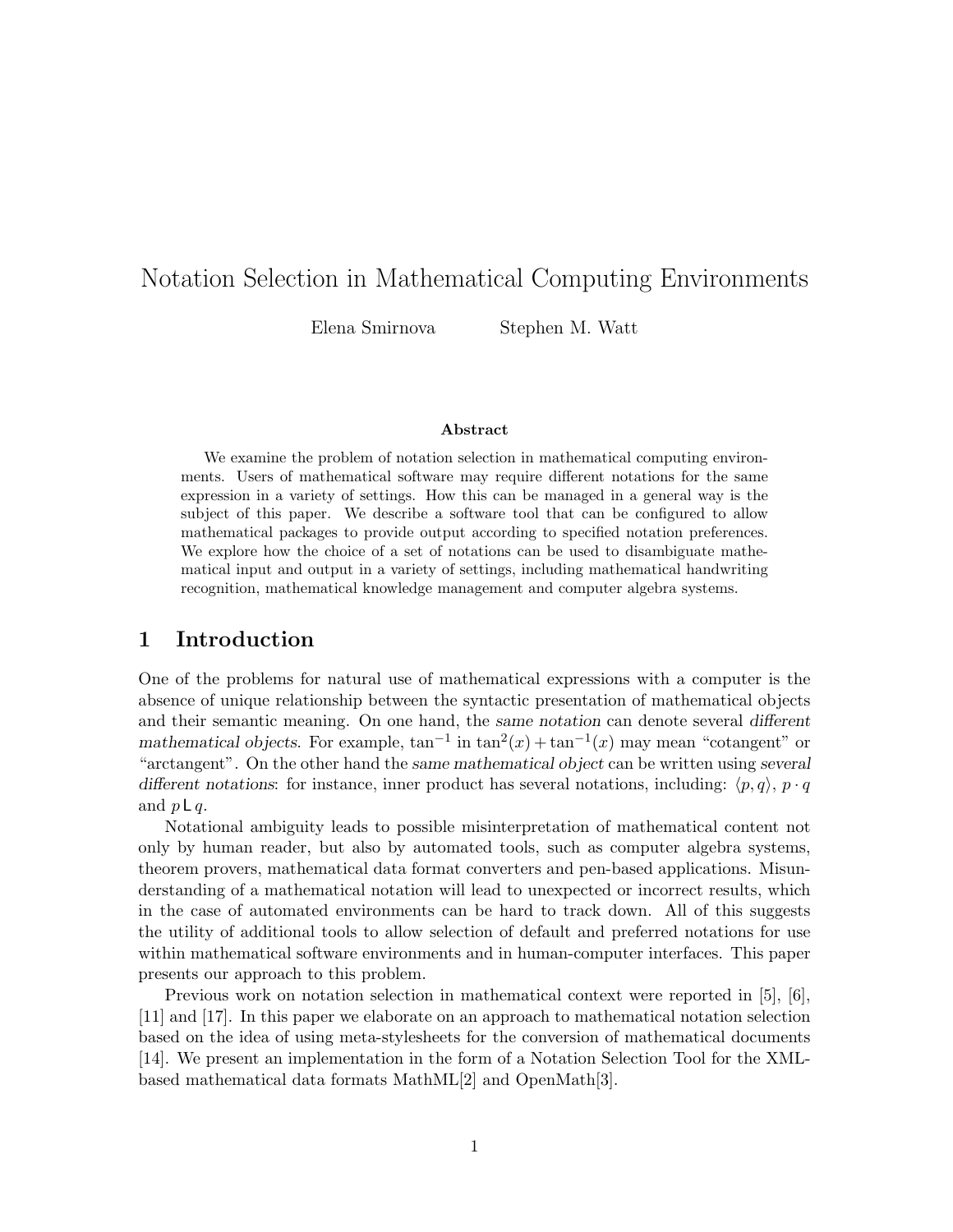# Notation Selection in Mathematical Computing Environments

Elena Smirnova    Stephen M. Watt

**Abstract**

We examine the problem of notation selection in mathematical computing environments. Users of mathematical software may require different notations for the same expression in a variety of settings. How this can be managed in a general way is the subject of this paper. We describe a software tool that can be configured to allow mathematical packages to provide output according to specified notation preferences. We explore how the choice of a set of notations can be used to disambiguate mathematical input and output in a variety of settings, including mathematical handwriting recognition, mathematical knowledge management and computer algebra systems.

## 1 Introduction

One of the problems for natural use of mathematical expressions with a computer is the absence of unique relationship between the syntactic presentation of mathematical objects and their semantic meaning. On one hand, the *same notation* can denote several *different mathematical objects*. For example, $\tan^{-1}$ in $\tan^2(x) + \tan^{-1}(x)$ may mean "cotangent" or "arctangent". On the other hand the *same mathematical object* can be written using *several different notations*: for instance, inner product has several notations, including: $\langle p, q \rangle$, $p \cdot q$ and $p \llcorner q$.

Notational ambiguity leads to possible misinterpretation of mathematical content not only by human reader, but also by automated tools, such as computer algebra systems, theorem provers, mathematical data format converters and pen-based applications. Misunderstanding of a mathematical notation will lead to unexpected or incorrect results, which in the case of automated environments can be hard to track down. All of this suggests the utility of additional tools to allow selection of default and preferred notations for use within mathematical software environments and in human-computer interfaces. This paper presents our approach to this problem.

Previous work on notation selection in mathematical context were reported in [5], [6], [11] and [17]. In this paper we elaborate on an approach to mathematical notation selection based on the idea of using meta-stylesheets for the conversion of mathematical documents [14]. We present an implementation in the form of a Notation Selection Tool for the XML-based mathematical data formats MathML[2] and OpenMath[3].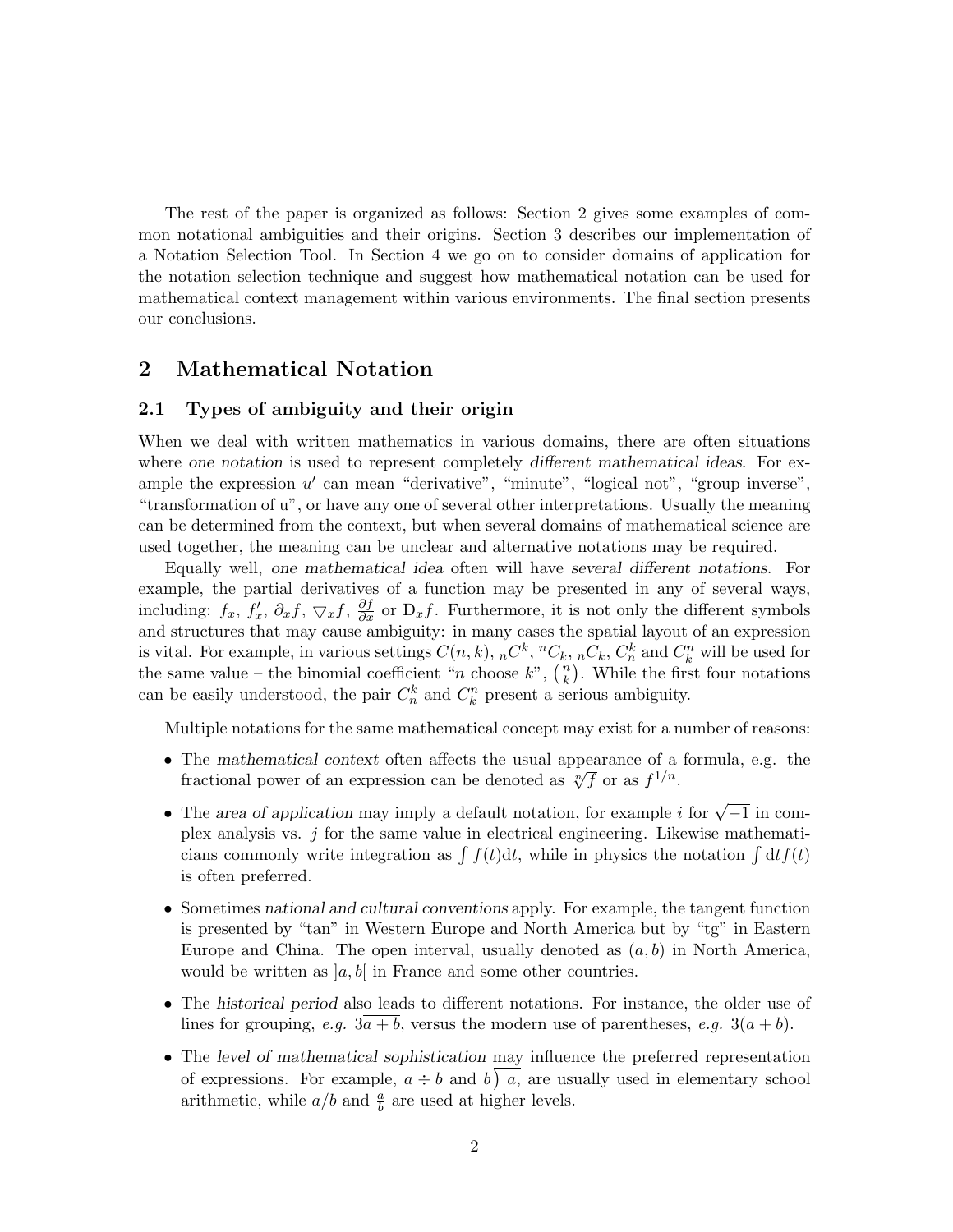The rest of the paper is organized as follows: Section 2 gives some examples of common notational ambiguities and their origins. Section 3 describes our implementation of a Notation Selection Tool. In Section 4 we go on to consider domains of application for the notation selection technique and suggest how mathematical notation can be used for mathematical context management within various environments. The final section presents our conclusions.

## 2 Mathematical Notation

### 2.1 Types of ambiguity and their origin

When we deal with written mathematics in various domains, there are often situations where *one notation* is used to represent completely *different mathematical ideas*. For example the expression $u'$ can mean "derivative", "minute", "logical not", "group inverse", "transformation of u", or have any one of several other interpretations. Usually the meaning can be determined from the context, but when several domains of mathematical science are used together, the meaning can be unclear and alternative notations may be required.

Equally well, *one mathematical idea* often will have *several different notations*. For example, the partial derivatives of a function may be presented in any of several ways, including: $f_x$, $f'_x$, $\partial_x f$, $\bigtriangledown_x f$, $\frac{\partial f}{\partial x}$ or $\mathrm{D}_x f$. Furthermore, it is not only the different symbols and structures that may cause ambiguity: in many cases the spatial layout of an expression is vital. For example, in various settings $C(n,k)$, ${}_nC^k$, ${}^nC_k$, ${}_nC_k$, $C_n^k$ and $C_k^n$ will be used for the same value – the binomial coefficient "$n$ choose $k$", $\binom{n}{k}$. While the first four notations can be easily understood, the pair $C_n^k$ and $C_k^n$ present a serious ambiguity.

Multiple notations for the same mathematical concept may exist for a number of reasons:

- The *mathematical context* often affects the usual appearance of a formula, e.g. the fractional power of an expression can be denoted as $\sqrt[n]{f}$ or as $f^{1/n}$.
- The *area of application* may imply a default notation, for example $i$ for $\sqrt{-1}$ in complex analysis vs. $j$ for the same value in electrical engineering. Likewise mathematicians commonly write integration as $\int f(t)\mathrm{d}t$, while in physics the notation $\int \mathrm{d}t f(t)$ is often preferred.
- Sometimes *national and cultural conventions* apply. For example, the tangent function is presented by "tan" in Western Europe and North America but by "tg" in Eastern Europe and China. The open interval, usually denoted as $(a,b)$ in North America, would be written as $]a,b[$ in France and some other countries.
- The *historical period* also leads to different notations. For instance, the older use of lines for grouping, *e.g.* $3\overline{a+b}$, versus the modern use of parentheses, *e.g.* $3(a+b)$.
- The *level of mathematical sophistication* may influence the preferred representation of expressions. For example, $a \div b$ and $b\overline{)\,a}$, are usually used in elementary school arithmetic, while $a/b$ and $\frac{a}{b}$ are used at higher levels.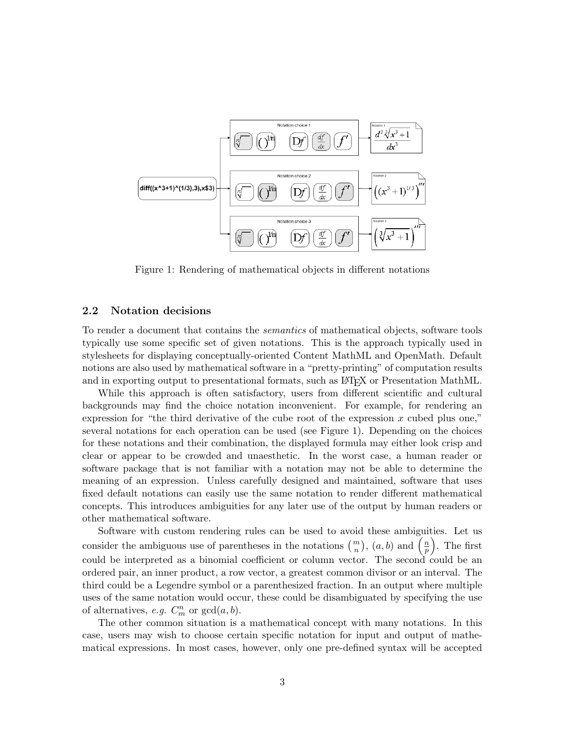Figure 1: Rendering of mathematical objects in different notations

## 2.2 Notation decisions

To render a document that contains the *semantics* of mathematical objects, software tools typically use some specific set of given notations. This is the approach typically used in stylesheets for displaying conceptually-oriented Content MathML and OpenMath. Default notions are also used by mathematical software in a "pretty-printing" of computation results and in exporting output to presentational formats, such as LaTeX or Presentation MathML.

While this approach is often satisfactory, users from different scientific and cultural backgrounds may find the choice notation inconvenient. For example, for rendering an expression for "the third derivative of the cube root of the expression $x$ cubed plus one," several notations for each operation can be used (see Figure 1). Depending on the choices for these notations and their combination, the displayed formula may either look crisp and clear or appear to be crowded and unaesthetic. In the worst case, a human reader or software package that is not familiar with a notation may not be able to determine the meaning of an expression. Unless carefully designed and maintained, software that uses fixed default notations can easily use the same notation to render different mathematical concepts. This introduces ambiguities for any later use of the output by human readers or other mathematical software.

Software with custom rendering rules can be used to avoid these ambiguities. Let us consider the ambiguous use of parentheses in the notations $\binom{m}{n}$, $(a, b)$ and $\left(\frac{n}{p}\right)$. The first could be interpreted as a binomial coefficient or column vector. The second could be an ordered pair, an inner product, a row vector, a greatest common divisor or an interval. The third could be a Legendre symbol or a parenthesized fraction. In an output where multiple uses of the same notation would occur, these could be disambiguated by specifying the use of alternatives, *e.g.* $C_m^n$ or $\gcd(a, b)$.

The other common situation is a mathematical concept with many notations. In this case, users may wish to choose certain specific notation for input and output of mathematical expressions. In most cases, however, only one pre-defined syntax will be accepted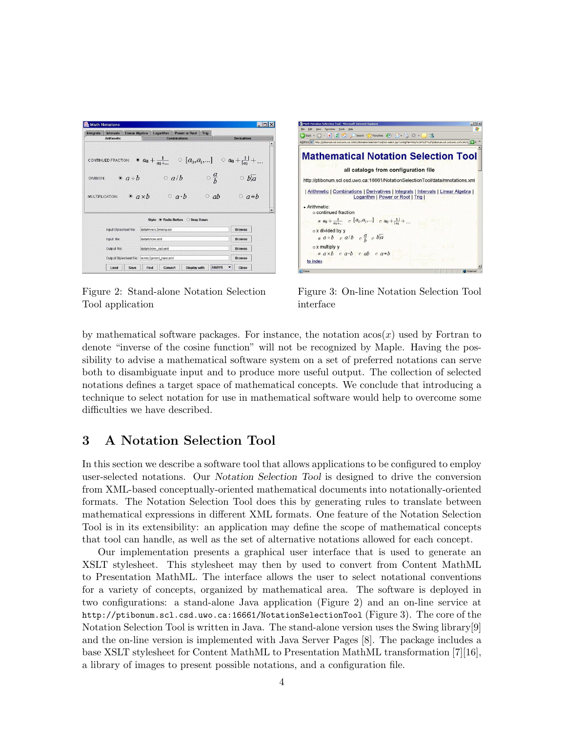Figure 2: Stand-alone Notation Selection Tool application

Figure 3: On-line Notation Selection Tool interface

by mathematical software packages. For instance, the notation $\text{acos}(x)$ used by Fortran to denote "inverse of the cosine function" will not be recognized by Maple. Having the possibility to advise a mathematical software system on a set of preferred notations can serve both to disambiguate input and to produce more useful output. The collection of selected notations defines a target space of mathematical concepts. We conclude that introducing a technique to select notation for use in mathematical software would help to overcome some difficulties we have described.

## 3 A Notation Selection Tool

In this section we describe a software tool that allows applications to be configured to employ user-selected notations. Our *Notation Selection Tool* is designed to drive the conversion from XML-based conceptually-oriented mathematical documents into notationally-oriented formats. The Notation Selection Tool does this by generating rules to translate between mathematical expressions in different XML formats. One feature of the Notation Selection Tool is in its extensibility: an application may define the scope of mathematical concepts that tool can handle, as well as the set of alternative notations allowed for each concept.

Our implementation presents a graphical user interface that is used to generate an XSLT stylesheet. This stylesheet may then by used to convert from Content MathML to Presentation MathML. The interface allows the user to select notational conventions for a variety of concepts, organized by mathematical area. The software is deployed in two configurations: a stand-alone Java application (Figure 2) and an on-line service at `http://ptibonum.scl.csd.uwo.ca:16661/NotationSelectionTool` (Figure 3). The core of the Notation Selection Tool is written in Java. The stand-alone version uses the Swing library[9] and the on-line version is implemented with Java Server Pages [8]. The package includes a base XSLT stylesheet for Content MathML to Presentation MathML transformation [7][16], a library of images to present possible notations, and a configuration file.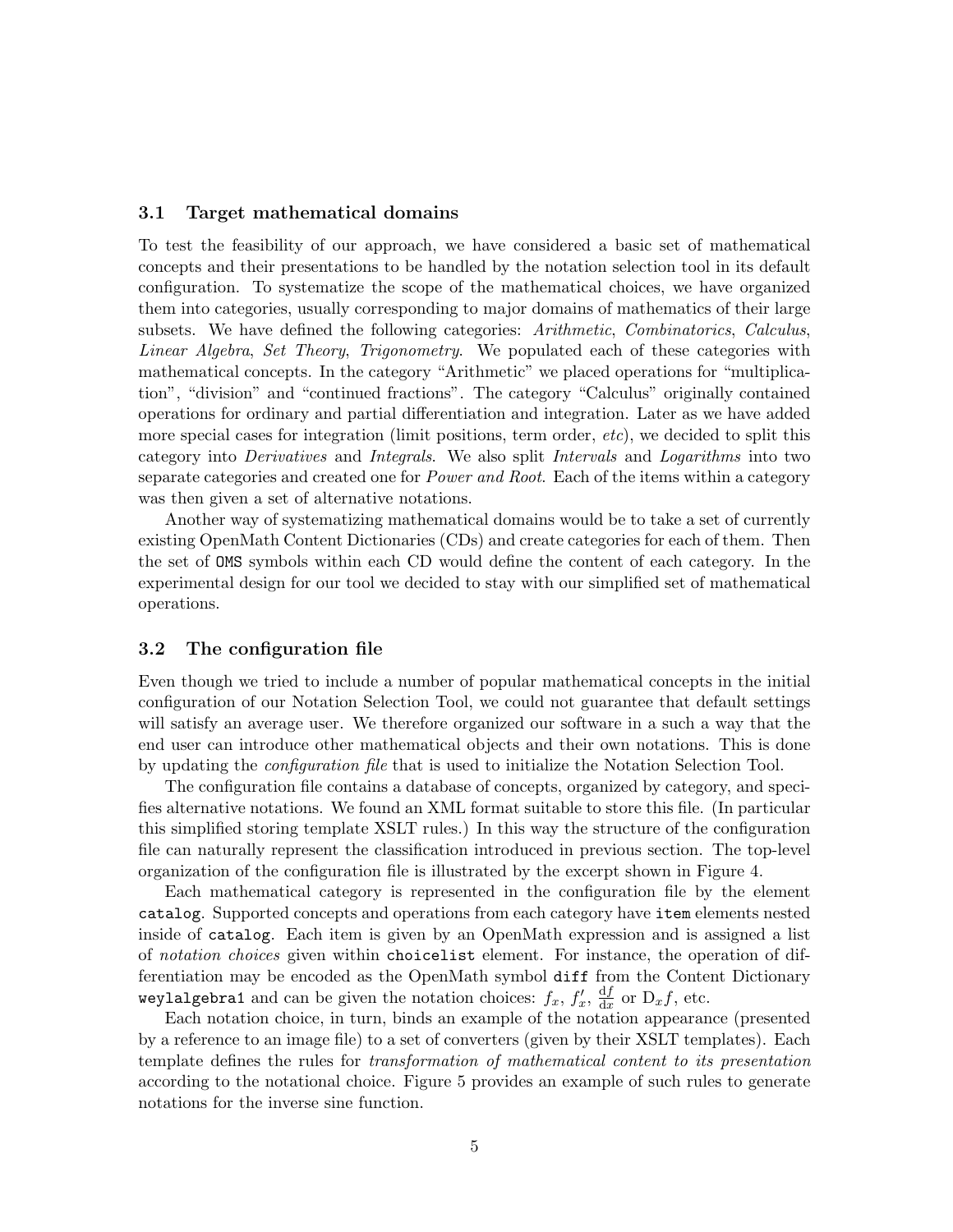### 3.1 Target mathematical domains

To test the feasibility of our approach, we have considered a basic set of mathematical concepts and their presentations to be handled by the notation selection tool in its default configuration. To systematize the scope of the mathematical choices, we have organized them into categories, usually corresponding to major domains of mathematics of their large subsets. We have defined the following categories: *Arithmetic*, *Combinatorics*, *Calculus*, *Linear Algebra*, *Set Theory*, *Trigonometry*. We populated each of these categories with mathematical concepts. In the category "Arithmetic" we placed operations for "multiplication", "division" and "continued fractions". The category "Calculus" originally contained operations for ordinary and partial differentiation and integration. Later as we have added more special cases for integration (limit positions, term order, *etc*), we decided to split this category into *Derivatives* and *Integrals*. We also split *Intervals* and *Logarithms* into two separate categories and created one for *Power and Root*. Each of the items within a category was then given a set of alternative notations.

Another way of systematizing mathematical domains would be to take a set of currently existing OpenMath Content Dictionaries (CDs) and create categories for each of them. Then the set of `OMS` symbols within each CD would define the content of each category. In the experimental design for our tool we decided to stay with our simplified set of mathematical operations.

### 3.2 The configuration file

Even though we tried to include a number of popular mathematical concepts in the initial configuration of our Notation Selection Tool, we could not guarantee that default settings will satisfy an average user. We therefore organized our software in a such a way that the end user can introduce other mathematical objects and their own notations. This is done by updating the *configuration file* that is used to initialize the Notation Selection Tool.

The configuration file contains a database of concepts, organized by category, and specifies alternative notations. We found an XML format suitable to store this file. (In particular this simplified storing template XSLT rules.) In this way the structure of the configuration file can naturally represent the classification introduced in previous section. The top-level organization of the configuration file is illustrated by the excerpt shown in Figure 4.

Each mathematical category is represented in the configuration file by the element `catalog`. Supported concepts and operations from each category have `item` elements nested inside of `catalog`. Each item is given by an OpenMath expression and is assigned a list of *notation choices* given within `choicelist` element. For instance, the operation of differentiation may be encoded as the OpenMath symbol `diff` from the Content Dictionary `weylalgebra1` and can be given the notation choices: $f_x$, $f'_x$, $\frac{\mathrm{d}f}{\mathrm{d}x}$ or $\mathrm{D}_x f$, etc.

Each notation choice, in turn, binds an example of the notation appearance (presented by a reference to an image file) to a set of converters (given by their XSLT templates). Each template defines the rules for *transformation of mathematical content to its presentation* according to the notational choice. Figure 5 provides an example of such rules to generate notations for the inverse sine function.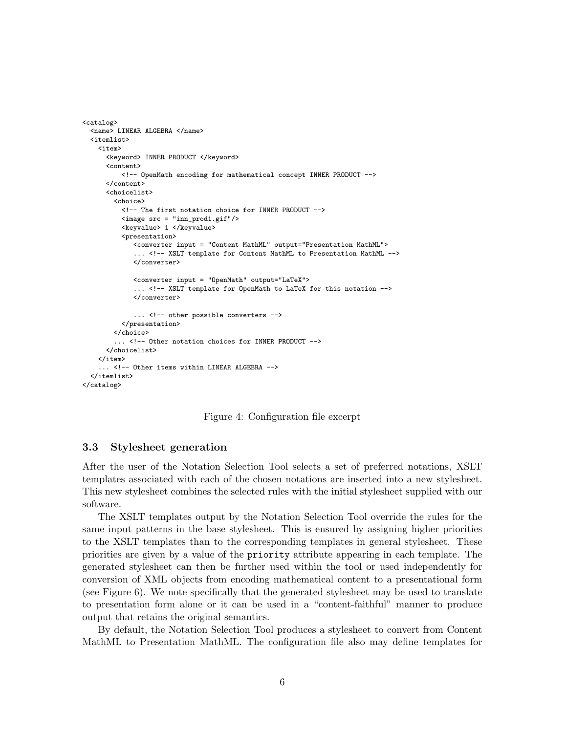```
<catalog>
  <name> LINEAR ALGEBRA </name>
  <itemlist>
    <item>
      <keyword> INNER PRODUCT </keyword>
      <content>
          <!-- OpenMath encoding for mathematical concept INNER PRODUCT -->
      </content>
      <choicelist>
        <choice>
          <!-- The first notation choice for INNER PRODUCT -->
          <image src = "inn_prod1.gif"/>
          <keyvalue> 1 </keyvalue>
          <presentation>
             <converter input = "Content MathML" output="Presentation MathML">
             ... <!-- XSLT template for Content MathML to Presentation MathML -->
             </converter>

             <converter input = "OpenMath" output="LaTeX">
             ... <!-- XSLT template for OpenMath to LaTeX for this notation -->
             </converter>

             ... <!-- other possible converters -->
          </presentation>
        </choice>
        ... <!-- Other notation choices for INNER PRODUCT -->
      </choicelist>
    </item>
    ... <!-- Other items within LINEAR ALGEBRA -->
  </itemlist>
</catalog>
```

Figure 4: Configuration file excerpt

### 3.3 Stylesheet generation

After the user of the Notation Selection Tool selects a set of preferred notations, XSLT templates associated with each of the chosen notations are inserted into a new stylesheet. This new stylesheet combines the selected rules with the initial stylesheet supplied with our software.

The XSLT templates output by the Notation Selection Tool override the rules for the same input patterns in the base stylesheet. This is ensured by assigning higher priorities to the XSLT templates than to the corresponding templates in general stylesheet. These priorities are given by a value of the `priority` attribute appearing in each template. The generated stylesheet can then be further used within the tool or used independently for conversion of XML objects from encoding mathematical content to a presentational form (see Figure 6). We note specifically that the generated stylesheet may be used to translate to presentation form alone or it can be used in a "content-faithful" manner to produce output that retains the original semantics.

By default, the Notation Selection Tool produces a stylesheet to convert from Content MathML to Presentation MathML. The configuration file also may define templates for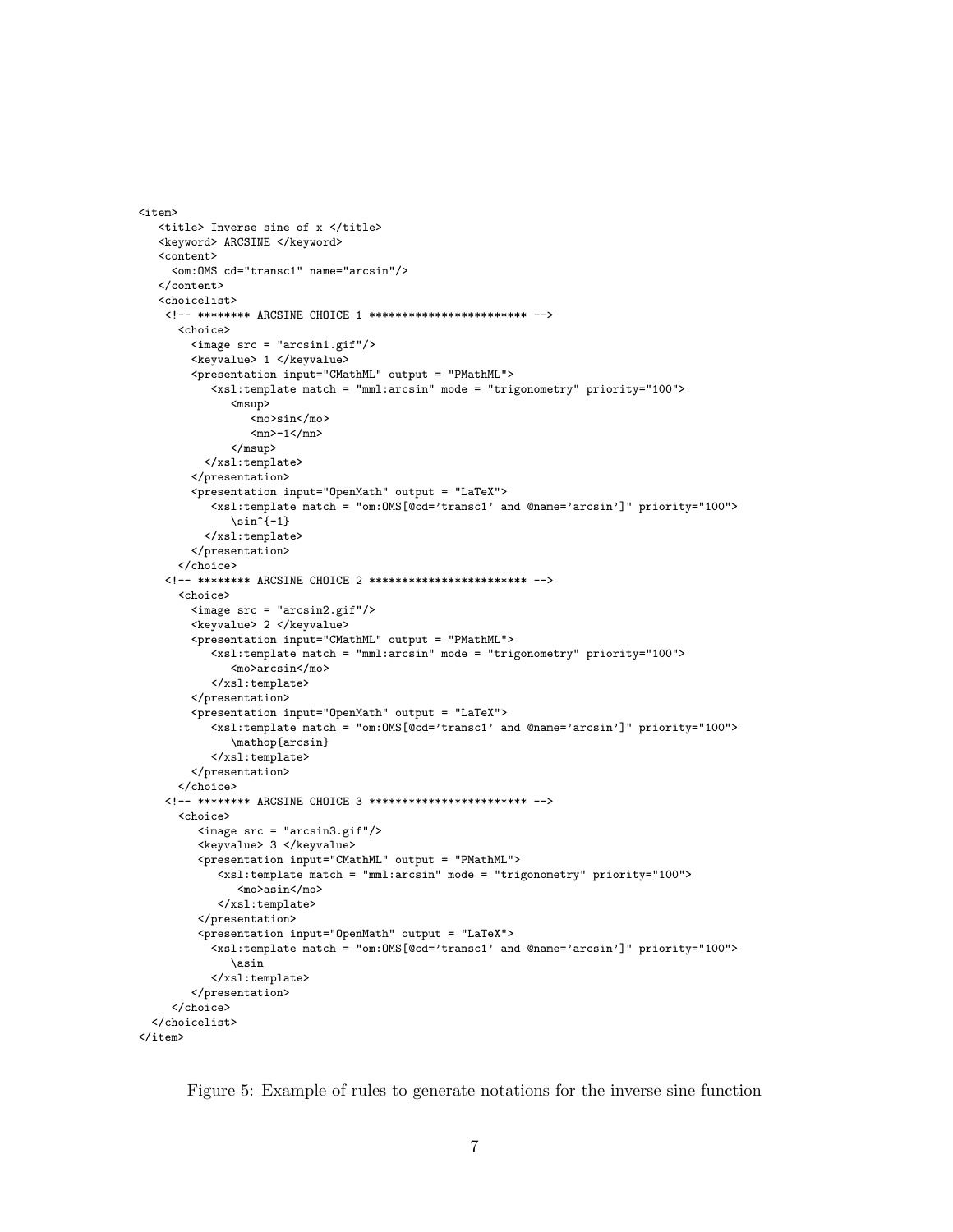```
<item>
   <title> Inverse sine of x </title>
   <keyword> ARCSINE </keyword>
   <content>
     <om:OMS cd="transc1" name="arcsin"/>
   </content>
   <choicelist>
    <!-- ******** ARCSINE CHOICE 1 ************************ -->
      <choice>
        <image src = "arcsin1.gif"/>
        <keyvalue> 1 </keyvalue>
        <presentation input="CMathML" output = "PMathML">
           <xsl:template match = "mml:arcsin" mode = "trigonometry" priority="100">
              <msup>
                 <mo>sin</mo>
                 <mn>-1</mn>
              </msup>
          </xsl:template>
        </presentation>
        <presentation input="OpenMath" output = "LaTeX">
           <xsl:template match = "om:OMS[@cd='transc1' and @name='arcsin']" priority="100">
              \sin^{-1}
          </xsl:template>
        </presentation>
      </choice>
    <!-- ******** ARCSINE CHOICE 2 ************************ -->
      <choice>
        <image src = "arcsin2.gif"/>
        <keyvalue> 2 </keyvalue>
        <presentation input="CMathML" output = "PMathML">
           <xsl:template match = "mml:arcsin" mode = "trigonometry" priority="100">
              <mo>arcsin</mo>
           </xsl:template>
        </presentation>
        <presentation input="OpenMath" output = "LaTeX">
           <xsl:template match = "om:OMS[@cd='transc1' and @name='arcsin']" priority="100">
              \mathop{arcsin}
           </xsl:template>
        </presentation>
      </choice>
    <!-- ******** ARCSINE CHOICE 3 ************************ -->
      <choice>
         <image src = "arcsin3.gif"/>
         <keyvalue> 3 </keyvalue>
         <presentation input="CMathML" output = "PMathML">
            <xsl:template match = "mml:arcsin" mode = "trigonometry" priority="100">
               <mo>asin</mo>
            </xsl:template>
         </presentation>
         <presentation input="OpenMath" output = "LaTeX">
           <xsl:template match = "om:OMS[@cd='transc1' and @name='arcsin']" priority="100">
              \asin
           </xsl:template>
        </presentation>
     </choice>
  </choicelist>
</item>
```

Figure 5: Example of rules to generate notations for the inverse sine function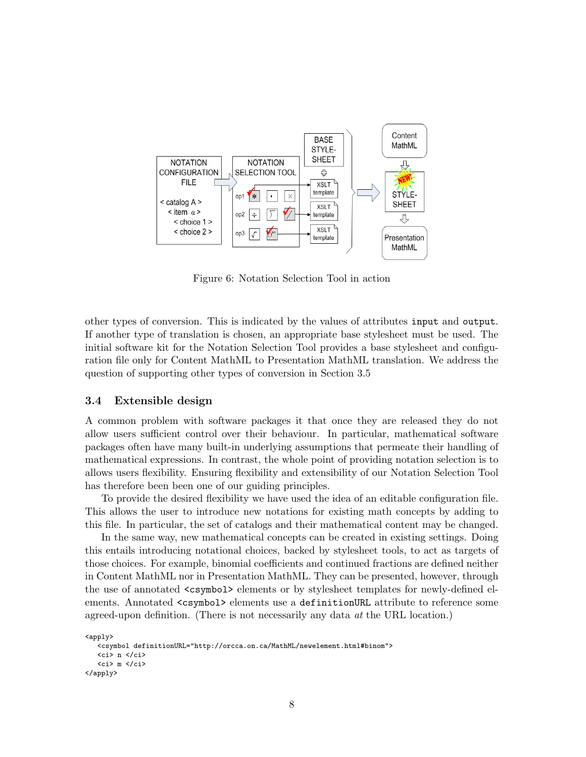Figure 6: Notation Selection Tool in action

other types of conversion. This is indicated by the values of attributes `input` and `output`. If another type of translation is chosen, an appropriate base stylesheet must be used. The initial software kit for the Notation Selection Tool provides a base stylesheet and configuration file only for Content MathML to Presentation MathML translation. We address the question of supporting other types of conversion in Section 3.5

### 3.4 Extensible design

A common problem with software packages it that once they are released they do not allow users sufficient control over their behaviour. In particular, mathematical software packages often have many built-in underlying assumptions that permeate their handling of mathematical expressions. In contrast, the whole point of providing notation selection is to allows users flexibility. Ensuring flexibility and extensibility of our Notation Selection Tool has therefore been been one of our guiding principles.

To provide the desired flexibility we have used the idea of an editable configuration file. This allows the user to introduce new notations for existing math concepts by adding to this file. In particular, the set of catalogs and their mathematical content may be changed.

In the same way, new mathematical concepts can be created in existing settings. Doing this entails introducing notational choices, backed by stylesheet tools, to act as targets of those choices. For example, binomial coefficients and continued fractions are defined neither in Content MathML nor in Presentation MathML. They can be presented, however, through the use of annotated `<csymbol>` elements or by stylesheet templates for newly-defined elements. Annotated `<csymbol>` elements use a `definitionURL` attribute to reference some agreed-upon definition. (There is not necessarily any data *at* the URL location.)

```
<apply>
   <csymbol definitionURL="http://orcca.on.ca/MathML/newelement.html#binom">
   <ci> n </ci>
   <ci> m </ci>
</apply>
```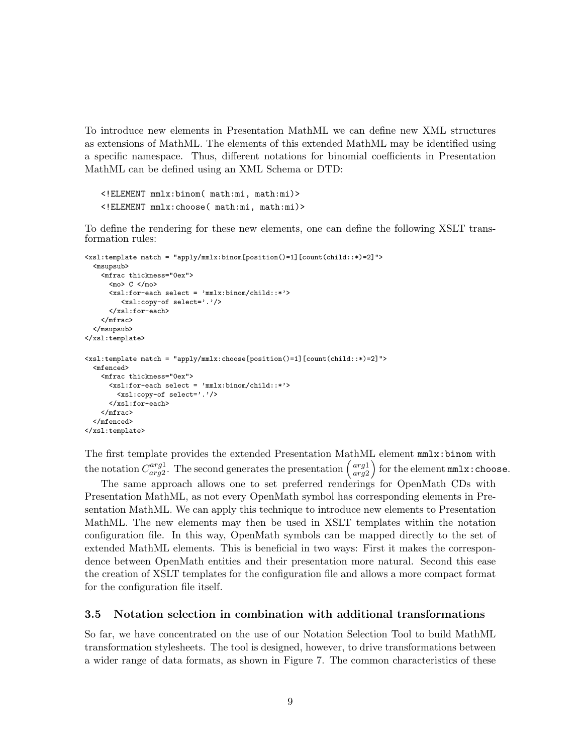To introduce new elements in Presentation MathML we can define new XML structures as extensions of MathML. The elements of this extended MathML may be identified using a specific namespace. Thus, different notations for binomial coefficients in Presentation MathML can be defined using an XML Schema or DTD:

```
<!ELEMENT mmlx:binom( math:mi, math:mi)>
<!ELEMENT mmlx:choose( math:mi, math:mi)>
```

To define the rendering for these new elements, one can define the following XSLT transformation rules:

```
<xsl:template match = "apply/mmlx:binom[position()=1][count(child::*)=2]">
  <msupsub>
    <mfrac thickness="0ex">
      <mo> C </mo>
      <xsl:for-each select = 'mmlx:binom/child::*'>
         <xsl:copy-of select='.'/>
      </xsl:for-each>
    </mfrac>
  </msupsub>
</xsl:template>

<xsl:template match = "apply/mmlx:choose[position()=1][count(child::*)=2]">
  <mfenced>
    <mfrac thickness="0ex">
      <xsl:for-each select = 'mmlx:binom/child::*'>
        <xsl:copy-of select='.'/>
      </xsl:for-each>
    </mfrac>
  </mfenced>
</xsl:template>
```

The first template provides the extended Presentation MathML element `mmlx:binom` with the notation $C_{arg2}^{arg1}$. The second generates the presentation $\binom{arg1}{arg2}$ for the element `mmlx:choose`.

The same approach allows one to set preferred renderings for OpenMath CDs with Presentation MathML, as not every OpenMath symbol has corresponding elements in Presentation MathML. We can apply this technique to introduce new elements to Presentation MathML. The new elements may then be used in XSLT templates within the notation configuration file. In this way, OpenMath symbols can be mapped directly to the set of extended MathML elements. This is beneficial in two ways: First it makes the correspondence between OpenMath entities and their presentation more natural. Second this ease the creation of XSLT templates for the configuration file and allows a more compact format for the configuration file itself.

### 3.5 Notation selection in combination with additional transformations

So far, we have concentrated on the use of our Notation Selection Tool to build MathML transformation stylesheets. The tool is designed, however, to drive transformations between a wider range of data formats, as shown in Figure 7. The common characteristics of these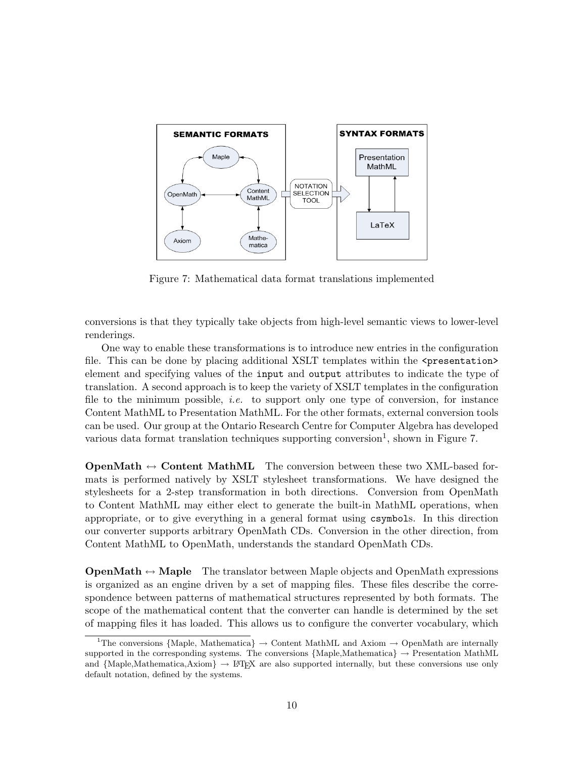Figure 7: Mathematical data format translations implemented

conversions is that they typically take objects from high-level semantic views to lower-level renderings.

One way to enable these transformations is to introduce new entries in the configuration file. This can be done by placing additional XSLT templates within the `<presentation>` element and specifying values of the `input` and `output` attributes to indicate the type of translation. A second approach is to keep the variety of XSLT templates in the configuration file to the minimum possible, *i.e.* to support only one type of conversion, for instance Content MathML to Presentation MathML. For the other formats, external conversion tools can be used. Our group at the Ontario Research Centre for Computer Algebra has developed various data format translation techniques supporting conversion[1], shown in Figure 7.

**OpenMath ↔ Content MathML** The conversion between these two XML-based formats is performed natively by XSLT stylesheet transformations. We have designed the stylesheets for a 2-step transformation in both directions. Conversion from OpenMath to Content MathML may either elect to generate the built-in MathML operations, when appropriate, or to give everything in a general format using `csymbol`s. In this direction our converter supports arbitrary OpenMath CDs. Conversion in the other direction, from Content MathML to OpenMath, understands the standard OpenMath CDs.

**OpenMath ↔ Maple** The translator between Maple objects and OpenMath expressions is organized as an engine driven by a set of mapping files. These files describe the correspondence between patterns of mathematical structures represented by both formats. The scope of the mathematical content that the converter can handle is determined by the set of mapping files it has loaded. This allows us to configure the converter vocabulary, which

[1] The conversions {Maple, Mathematica} → Content MathML and Axiom → OpenMath are internally supported in the corresponding systems. The conversions {Maple,Mathematica} → Presentation MathML and {Maple,Mathematica,Axiom} → LaTeX are also supported internally, but these conversions use only default notation, defined by the systems.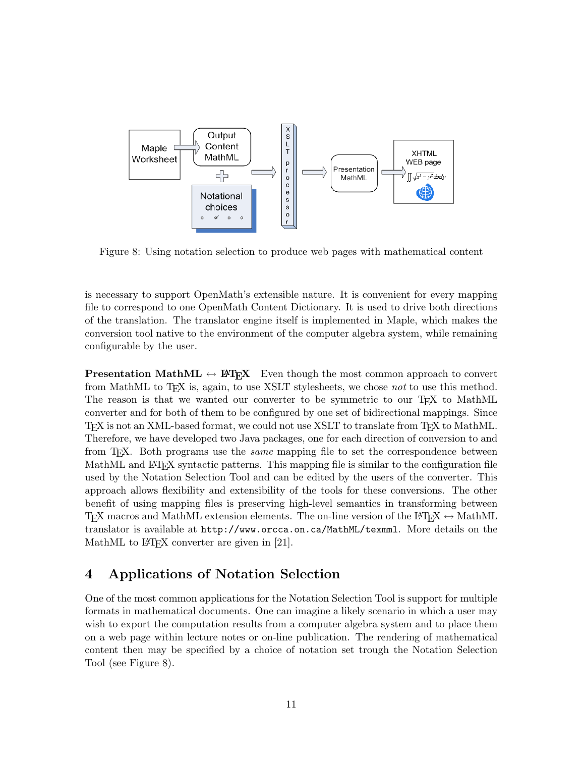Figure 8: Using notation selection to produce web pages with mathematical content

is necessary to support OpenMath's extensible nature. It is convenient for every mapping file to correspond to one OpenMath Content Dictionary. It is used to drive both directions of the translation. The translator engine itself is implemented in Maple, which makes the conversion tool native to the environment of the computer algebra system, while remaining configurable by the user.

**Presentation MathML ↔ LaTeX** Even though the most common approach to convert from MathML to TeX is, again, to use XSLT stylesheets, we chose *not* to use this method. The reason is that we wanted our converter to be symmetric to our TeX to MathML converter and for both of them to be configured by one set of bidirectional mappings. Since TeX is not an XML-based format, we could not use XSLT to translate from TeX to MathML. Therefore, we have developed two Java packages, one for each direction of conversion to and from TeX. Both programs use the *same* mapping file to set the correspondence between MathML and LaTeX syntactic patterns. This mapping file is similar to the configuration file used by the Notation Selection Tool and can be edited by the users of the converter. This approach allows flexibility and extensibility of the tools for these conversions. The other benefit of using mapping files is preserving high-level semantics in transforming between TeX macros and MathML extension elements. The on-line version of the LaTeX ↔ MathML translator is available at `http://www.orcca.on.ca/MathML/texmml`. More details on the MathML to LaTeX converter are given in [21].

## 4 Applications of Notation Selection

One of the most common applications for the Notation Selection Tool is support for multiple formats in mathematical documents. One can imagine a likely scenario in which a user may wish to export the computation results from a computer algebra system and to place them on a web page within lecture notes or on-line publication. The rendering of mathematical content then may be specified by a choice of notation set trough the Notation Selection Tool (see Figure 8).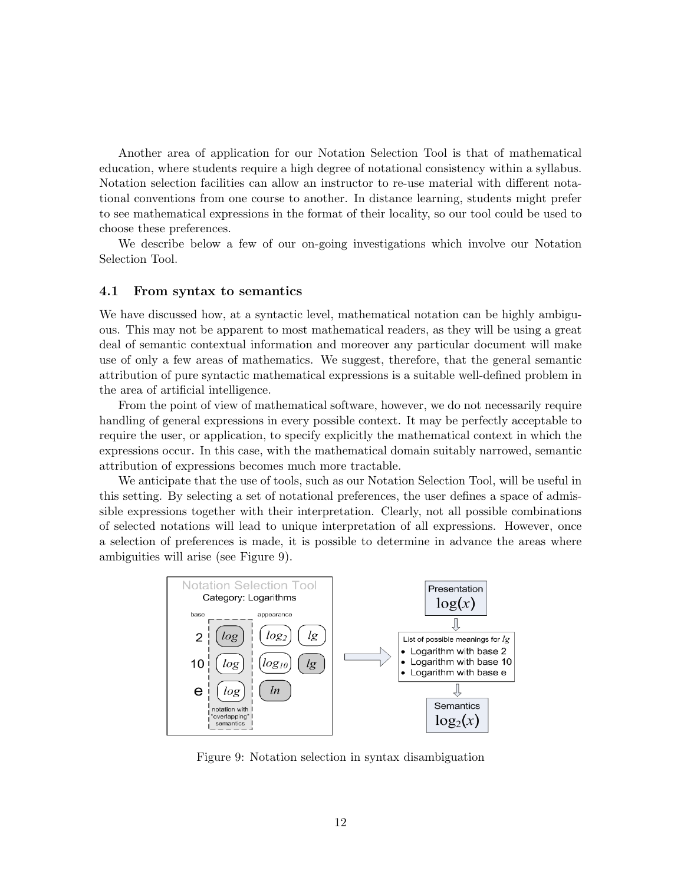Another area of application for our Notation Selection Tool is that of mathematical education, where students require a high degree of notational consistency within a syllabus. Notation selection facilities can allow an instructor to re-use material with different notational conventions from one course to another. In distance learning, students might prefer to see mathematical expressions in the format of their locality, so our tool could be used to choose these preferences.

We describe below a few of our on-going investigations which involve our Notation Selection Tool.

### 4.1 From syntax to semantics

We have discussed how, at a syntactic level, mathematical notation can be highly ambiguous. This may not be apparent to most mathematical readers, as they will be using a great deal of semantic contextual information and moreover any particular document will make use of only a few areas of mathematics. We suggest, therefore, that the general semantic attribution of pure syntactic mathematical expressions is a suitable well-defined problem in the area of artificial intelligence.

From the point of view of mathematical software, however, we do not necessarily require handling of general expressions in every possible context. It may be perfectly acceptable to require the user, or application, to specify explicitly the mathematical context in which the expressions occur. In this case, with the mathematical domain suitably narrowed, semantic attribution of expressions becomes much more tractable.

We anticipate that the use of tools, such as our Notation Selection Tool, will be useful in this setting. By selecting a set of notational preferences, the user defines a space of admissible expressions together with their interpretation. Clearly, not all possible combinations of selected notations will lead to unique interpretation of all expressions. However, once a selection of preferences is made, it is possible to determine in advance the areas where ambiguities will arise (see Figure 9).

Figure 9: Notation selection in syntax disambiguation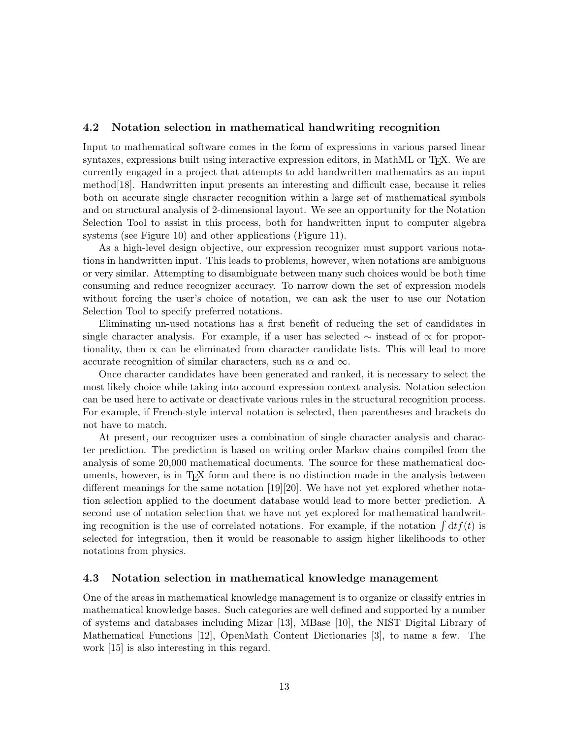### 4.2 Notation selection in mathematical handwriting recognition

Input to mathematical software comes in the form of expressions in various parsed linear syntaxes, expressions built using interactive expression editors, in MathML or TEX. We are currently engaged in a project that attempts to add handwritten mathematics as an input method[18]. Handwritten input presents an interesting and difficult case, because it relies both on accurate single character recognition within a large set of mathematical symbols and on structural analysis of 2-dimensional layout. We see an opportunity for the Notation Selection Tool to assist in this process, both for handwritten input to computer algebra systems (see Figure 10) and other applications (Figure 11).

As a high-level design objective, our expression recognizer must support various notations in handwritten input. This leads to problems, however, when notations are ambiguous or very similar. Attempting to disambiguate between many such choices would be both time consuming and reduce recognizer accuracy. To narrow down the set of expression models without forcing the user's choice of notation, we can ask the user to use our Notation Selection Tool to specify preferred notations.

Eliminating un-used notations has a first benefit of reducing the set of candidates in single character analysis. For example, if a user has selected $\sim$ instead of $\propto$ for proportionality, then $\propto$ can be eliminated from character candidate lists. This will lead to more accurate recognition of similar characters, such as $\alpha$ and $\infty$.

Once character candidates have been generated and ranked, it is necessary to select the most likely choice while taking into account expression context analysis. Notation selection can be used here to activate or deactivate various rules in the structural recognition process. For example, if French-style interval notation is selected, then parentheses and brackets do not have to match.

At present, our recognizer uses a combination of single character analysis and character prediction. The prediction is based on writing order Markov chains compiled from the analysis of some 20,000 mathematical documents. The source for these mathematical documents, however, is in TEX form and there is no distinction made in the analysis between different meanings for the same notation [19][20]. We have not yet explored whether notation selection applied to the document database would lead to more better prediction. A second use of notation selection that we have not yet explored for mathematical handwriting recognition is the use of correlated notations. For example, if the notation $\int \mathrm{d}t f(t)$ is selected for integration, then it would be reasonable to assign higher likelihoods to other notations from physics.

### 4.3 Notation selection in mathematical knowledge management

One of the areas in mathematical knowledge management is to organize or classify entries in mathematical knowledge bases. Such categories are well defined and supported by a number of systems and databases including Mizar [13], MBase [10], the NIST Digital Library of Mathematical Functions [12], OpenMath Content Dictionaries [3], to name a few. The work [15] is also interesting in this regard.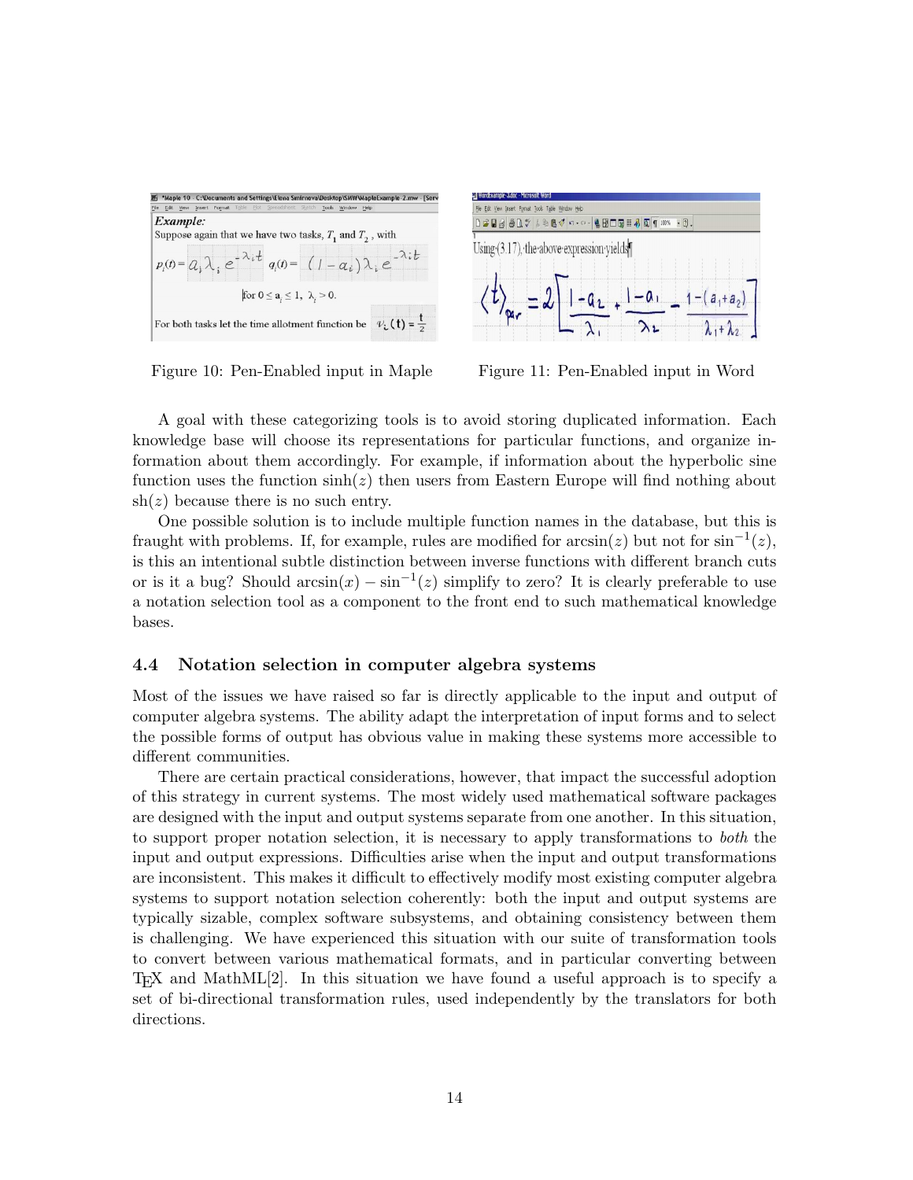Figure 10: Pen-Enabled input in Maple

Figure 11: Pen-Enabled input in Word

A goal with these categorizing tools is to avoid storing duplicated information. Each knowledge base will choose its representations for particular functions, and organize information about them accordingly. For example, if information about the hyperbolic sine function uses the function $\sinh(z)$ then users from Eastern Europe will find nothing about $\mathrm{sh}(z)$ because there is no such entry.

One possible solution is to include multiple function names in the database, but this is fraught with problems. If, for example, rules are modified for $\arcsin(z)$ but not for $\sin^{-1}(z)$, is this an intentional subtle distinction between inverse functions with different branch cuts or is it a bug? Should $\arcsin(x) - \sin^{-1}(z)$ simplify to zero? It is clearly preferable to use a notation selection tool as a component to the front end to such mathematical knowledge bases.

### 4.4 Notation selection in computer algebra systems

Most of the issues we have raised so far is directly applicable to the input and output of computer algebra systems. The ability adapt the interpretation of input forms and to select the possible forms of output has obvious value in making these systems more accessible to different communities.

There are certain practical considerations, however, that impact the successful adoption of this strategy in current systems. The most widely used mathematical software packages are designed with the input and output systems separate from one another. In this situation, to support proper notation selection, it is necessary to apply transformations to *both* the input and output expressions. Difficulties arise when the input and output transformations are inconsistent. This makes it difficult to effectively modify most existing computer algebra systems to support notation selection coherently: both the input and output systems are typically sizable, complex software subsystems, and obtaining consistency between them is challenging. We have experienced this situation with our suite of transformation tools to convert between various mathematical formats, and in particular converting between TEX and MathML[2]. In this situation we have found a useful approach is to specify a set of bi-directional transformation rules, used independently by the translators for both directions.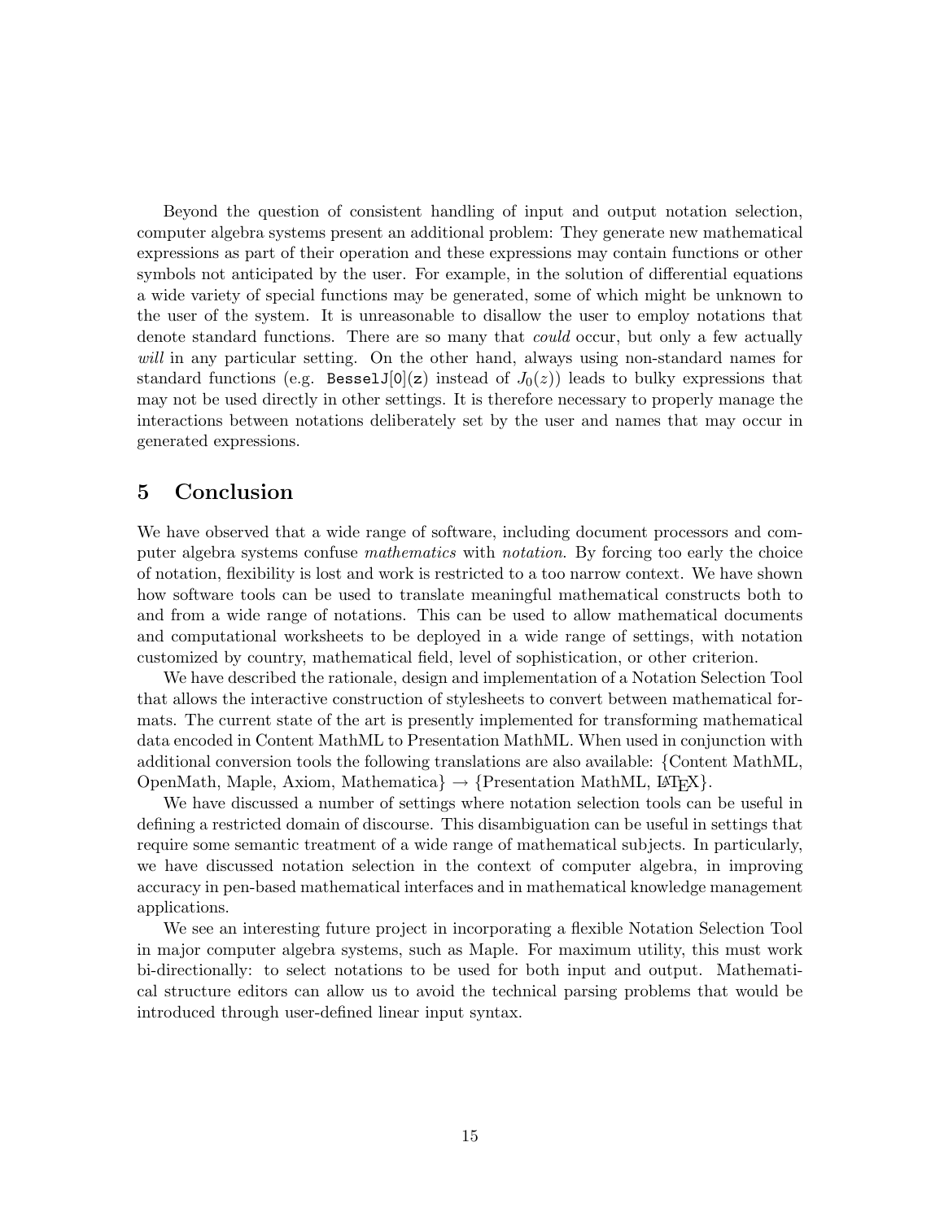Beyond the question of consistent handling of input and output notation selection, computer algebra systems present an additional problem: They generate new mathematical expressions as part of their operation and these expressions may contain functions or other symbols not anticipated by the user. For example, in the solution of differential equations a wide variety of special functions may be generated, some of which might be unknown to the user of the system. It is unreasonable to disallow the user to employ notations that denote standard functions. There are so many that *could* occur, but only a few actually *will* in any particular setting. On the other hand, always using non-standard names for standard functions (e.g. `BesselJ[0](z)` instead of $J_0(z)$) leads to bulky expressions that may not be used directly in other settings. It is therefore necessary to properly manage the interactions between notations deliberately set by the user and names that may occur in generated expressions.

## 5 Conclusion

We have observed that a wide range of software, including document processors and computer algebra systems confuse *mathematics* with *notation*. By forcing too early the choice of notation, flexibility is lost and work is restricted to a too narrow context. We have shown how software tools can be used to translate meaningful mathematical constructs both to and from a wide range of notations. This can be used to allow mathematical documents and computational worksheets to be deployed in a wide range of settings, with notation customized by country, mathematical field, level of sophistication, or other criterion.

We have described the rationale, design and implementation of a Notation Selection Tool that allows the interactive construction of stylesheets to convert between mathematical formats. The current state of the art is presently implemented for transforming mathematical data encoded in Content MathML to Presentation MathML. When used in conjunction with additional conversion tools the following translations are also available: {Content MathML, OpenMath, Maple, Axiom, Mathematica} → {Presentation MathML, LaTeX}.

We have discussed a number of settings where notation selection tools can be useful in defining a restricted domain of discourse. This disambiguation can be useful in settings that require some semantic treatment of a wide range of mathematical subjects. In particularly, we have discussed notation selection in the context of computer algebra, in improving accuracy in pen-based mathematical interfaces and in mathematical knowledge management applications.

We see an interesting future project in incorporating a flexible Notation Selection Tool in major computer algebra systems, such as Maple. For maximum utility, this must work bi-directionally: to select notations to be used for both input and output. Mathematical structure editors can allow us to avoid the technical parsing problems that would be introduced through user-defined linear input syntax.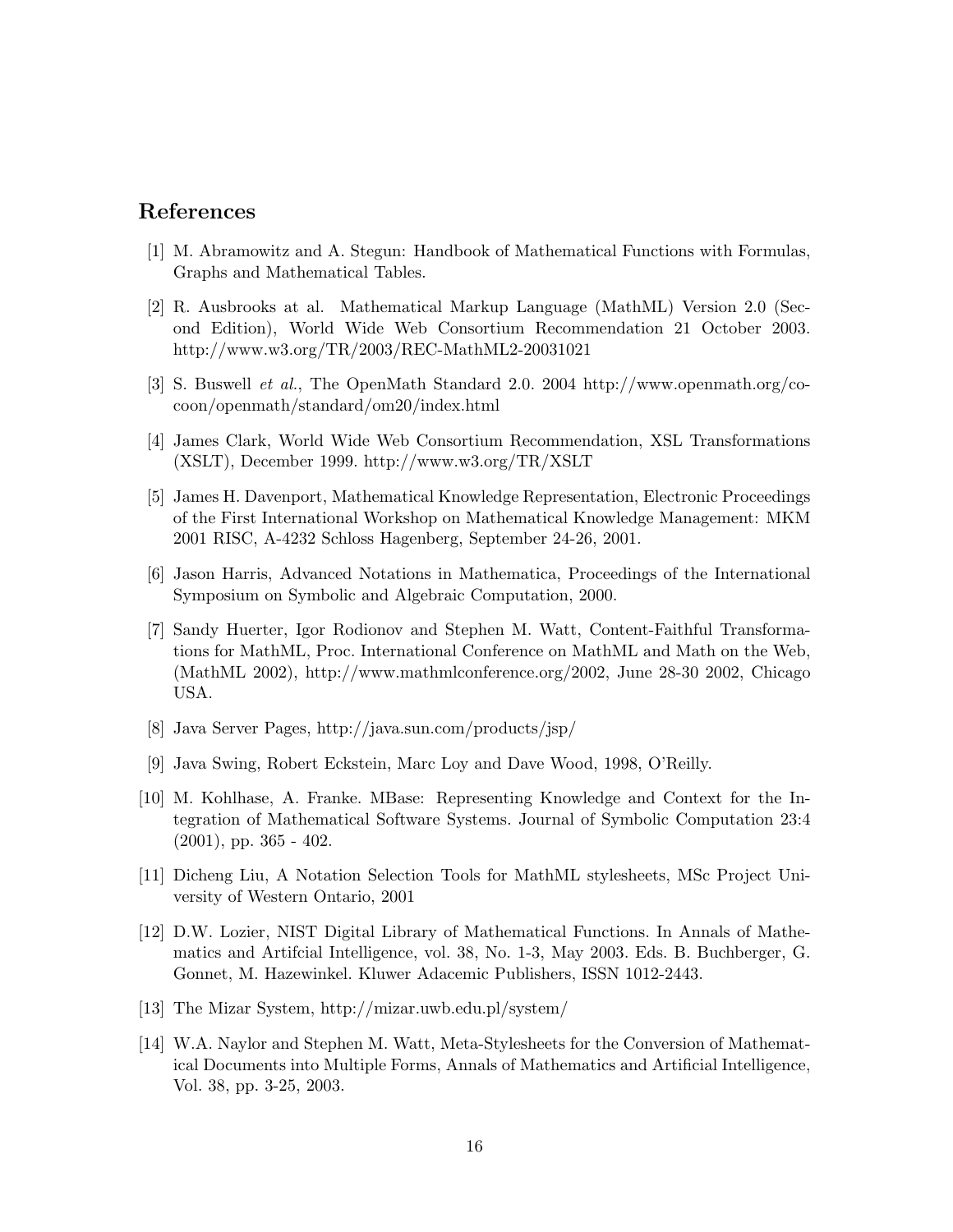## References

[1] M. Abramowitz and A. Stegun: Handbook of Mathematical Functions with Formulas, Graphs and Mathematical Tables.

[2] R. Ausbrooks at al. Mathematical Markup Language (MathML) Version 2.0 (Second Edition), World Wide Web Consortium Recommendation 21 October 2003. http://www.w3.org/TR/2003/REC-MathML2-20031021

[3] S. Buswell *et al.*, The OpenMath Standard 2.0. 2004 http://www.openmath.org/cocoon/openmath/standard/om20/index.html

[4] James Clark, World Wide Web Consortium Recommendation, XSL Transformations (XSLT), December 1999. http://www.w3.org/TR/XSLT

[5] James H. Davenport, Mathematical Knowledge Representation, Electronic Proceedings of the First International Workshop on Mathematical Knowledge Management: MKM 2001 RISC, A-4232 Schloss Hagenberg, September 24-26, 2001.

[6] Jason Harris, Advanced Notations in Mathematica, Proceedings of the International Symposium on Symbolic and Algebraic Computation, 2000.

[7] Sandy Huerter, Igor Rodionov and Stephen M. Watt, Content-Faithful Transformations for MathML, Proc. International Conference on MathML and Math on the Web, (MathML 2002), http://www.mathmlconference.org/2002, June 28-30 2002, Chicago USA.

[8] Java Server Pages, http://java.sun.com/products/jsp/

[9] Java Swing, Robert Eckstein, Marc Loy and Dave Wood, 1998, O'Reilly.

[10] M. Kohlhase, A. Franke. MBase: Representing Knowledge and Context for the Integration of Mathematical Software Systems. Journal of Symbolic Computation 23:4 (2001), pp. 365 - 402.

[11] Dicheng Liu, A Notation Selection Tools for MathML stylesheets, MSc Project University of Western Ontario, 2001

[12] D.W. Lozier, NIST Digital Library of Mathematical Functions. In Annals of Mathematics and Artifcial Intelligence, vol. 38, No. 1-3, May 2003. Eds. B. Buchberger, G. Gonnet, M. Hazewinkel. Kluwer Adacemic Publishers, ISSN 1012-2443.

[13] The Mizar System, http://mizar.uwb.edu.pl/system/

[14] W.A. Naylor and Stephen M. Watt, Meta-Stylesheets for the Conversion of Mathematical Documents into Multiple Forms, Annals of Mathematics and Artificial Intelligence, Vol. 38, pp. 3-25, 2003.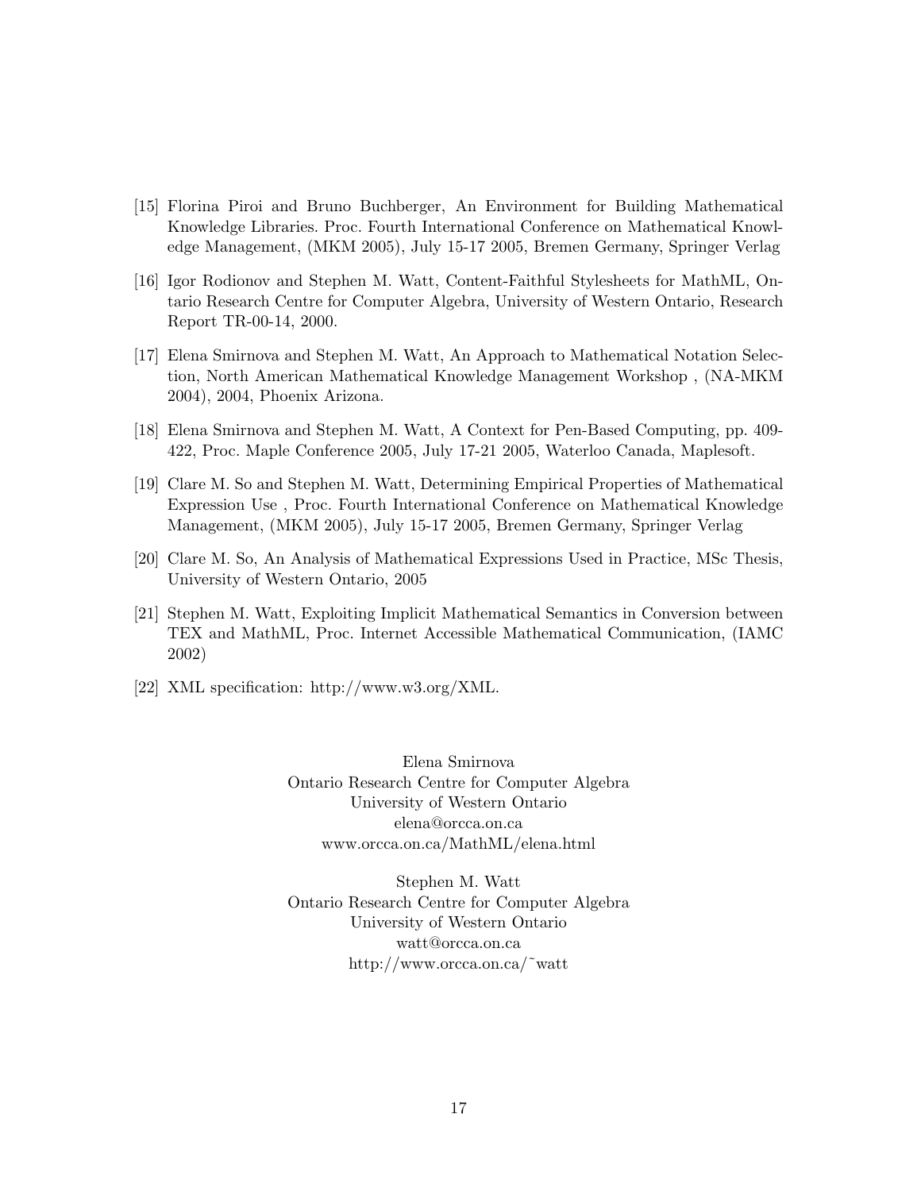[15] Florina Piroi and Bruno Buchberger, An Environment for Building Mathematical Knowledge Libraries. Proc. Fourth International Conference on Mathematical Knowledge Management, (MKM 2005), July 15-17 2005, Bremen Germany, Springer Verlag

[16] Igor Rodionov and Stephen M. Watt, Content-Faithful Stylesheets for MathML, Ontario Research Centre for Computer Algebra, University of Western Ontario, Research Report TR-00-14, 2000.

[17] Elena Smirnova and Stephen M. Watt, An Approach to Mathematical Notation Selection, North American Mathematical Knowledge Management Workshop , (NA-MKM 2004), 2004, Phoenix Arizona.

[18] Elena Smirnova and Stephen M. Watt, A Context for Pen-Based Computing, pp. 409-422, Proc. Maple Conference 2005, July 17-21 2005, Waterloo Canada, Maplesoft.

[19] Clare M. So and Stephen M. Watt, Determining Empirical Properties of Mathematical Expression Use , Proc. Fourth International Conference on Mathematical Knowledge Management, (MKM 2005), July 15-17 2005, Bremen Germany, Springer Verlag

[20] Clare M. So, An Analysis of Mathematical Expressions Used in Practice, MSc Thesis, University of Western Ontario, 2005

[21] Stephen M. Watt, Exploiting Implicit Mathematical Semantics in Conversion between TEX and MathML, Proc. Internet Accessible Mathematical Communication, (IAMC 2002)

[22] XML specification: http://www.w3.org/XML.

Elena Smirnova
Ontario Research Centre for Computer Algebra
University of Western Ontario
elena@orcca.on.ca
www.orcca.on.ca/MathML/elena.html

Stephen M. Watt
Ontario Research Centre for Computer Algebra
University of Western Ontario
watt@orcca.on.ca
http://www.orcca.on.ca/~watt